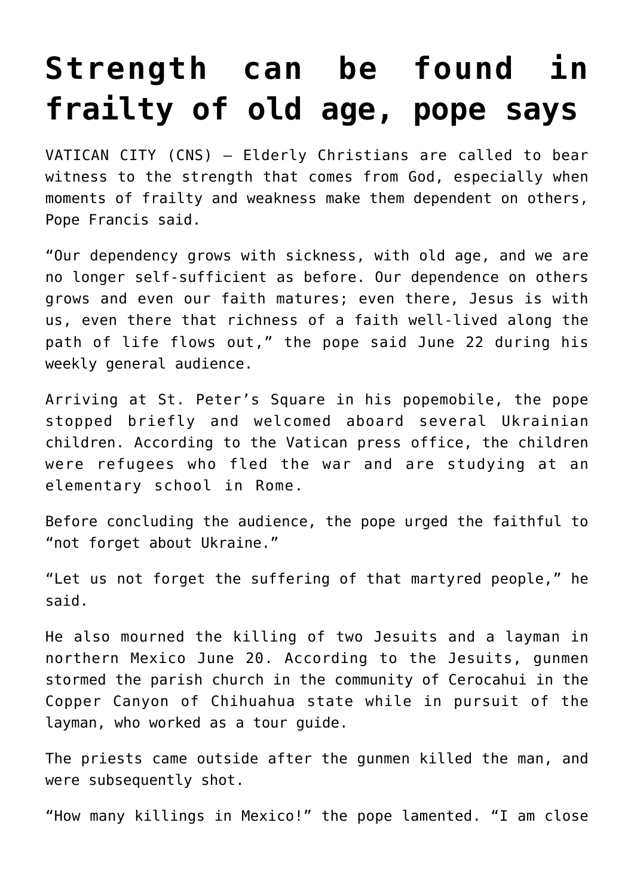# Strength can be found in frailty of old age, pope says

VATICAN CITY (CNS) — Elderly Christians are called to bear witness to the strength that comes from God, especially when moments of frailty and weakness make them dependent on others, Pope Francis said.

"Our dependency grows with sickness, with old age, and we are no longer self-sufficient as before. Our dependence on others grows and even our faith matures; even there, Jesus is with us, even there that richness of a faith well-lived along the path of life flows out," the pope said June 22 during his weekly general audience.

Arriving at St. Peter's Square in his popemobile, the pope stopped briefly and welcomed aboard several Ukrainian children. According to the Vatican press office, the children were refugees who fled the war and are studying at an elementary school in Rome.

Before concluding the audience, the pope urged the faithful to "not forget about Ukraine."

"Let us not forget the suffering of that martyred people," he said.

He also mourned the killing of two Jesuits and a layman in northern Mexico June 20. According to the Jesuits, gunmen stormed the parish church in the community of Cerocahui in the Copper Canyon of Chihuahua state while in pursuit of the layman, who worked as a tour guide.

The priests came outside after the gunmen killed the man, and were subsequently shot.

"How many killings in Mexico!" the pope lamented. "I am close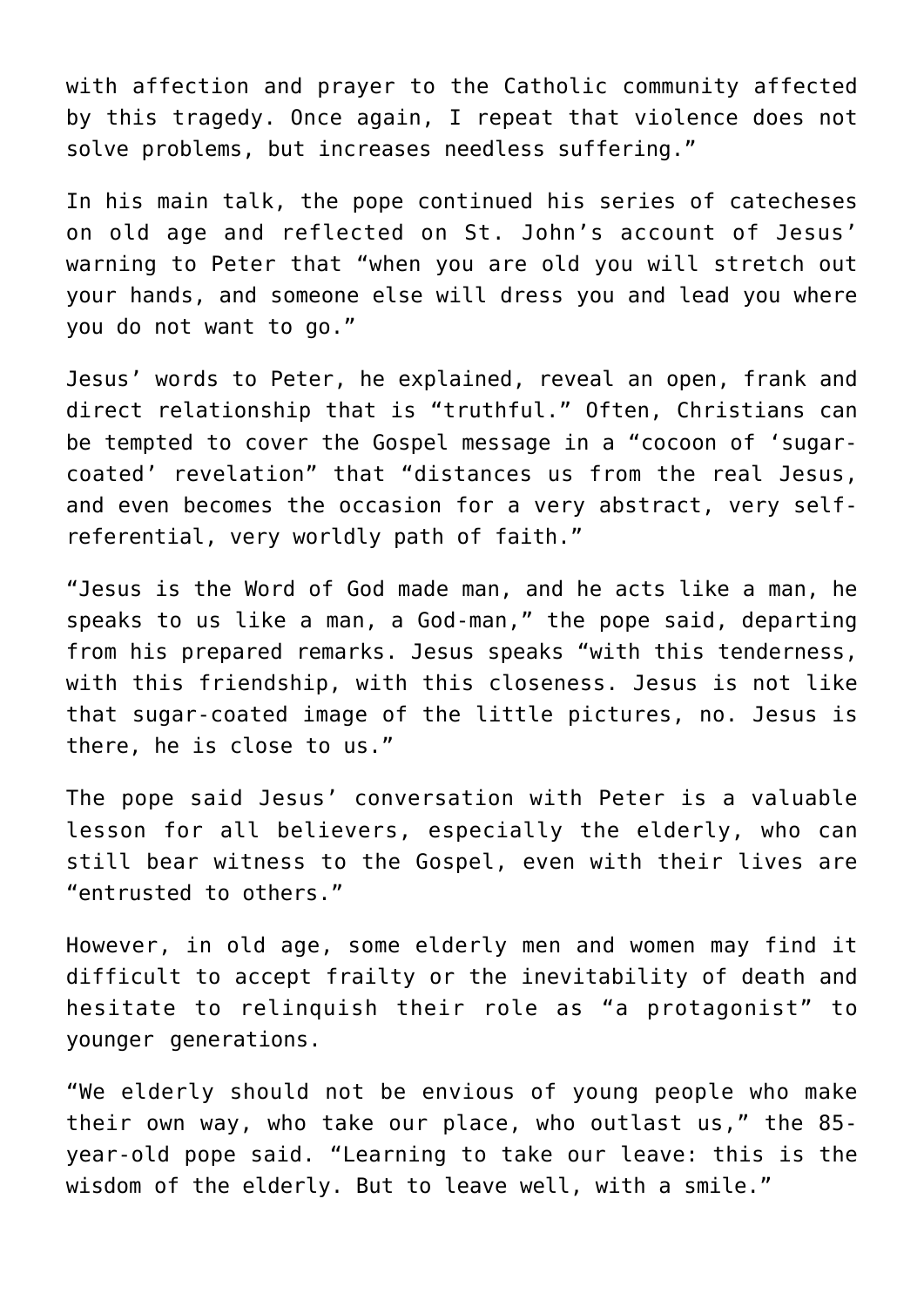with affection and prayer to the Catholic community affected by this tragedy. Once again, I repeat that violence does not solve problems, but increases needless suffering."

In his main talk, the pope continued his series of catecheses on old age and reflected on St. John's account of Jesus' warning to Peter that "when you are old you will stretch out your hands, and someone else will dress you and lead you where you do not want to go."

Jesus' words to Peter, he explained, reveal an open, frank and direct relationship that is "truthful." Often, Christians can be tempted to cover the Gospel message in a "cocoon of 'sugar-coated' revelation" that "distances us from the real Jesus, and even becomes the occasion for a very abstract, very self-referential, very worldly path of faith."

"Jesus is the Word of God made man, and he acts like a man, he speaks to us like a man, a God-man," the pope said, departing from his prepared remarks. Jesus speaks "with this tenderness, with this friendship, with this closeness. Jesus is not like that sugar-coated image of the little pictures, no. Jesus is there, he is close to us."

The pope said Jesus' conversation with Peter is a valuable lesson for all believers, especially the elderly, who can still bear witness to the Gospel, even with their lives are "entrusted to others."

However, in old age, some elderly men and women may find it difficult to accept frailty or the inevitability of death and hesitate to relinquish their role as "a protagonist" to younger generations.

"We elderly should not be envious of young people who make their own way, who take our place, who outlast us," the 85-year-old pope said. "Learning to take our leave: this is the wisdom of the elderly. But to leave well, with a smile."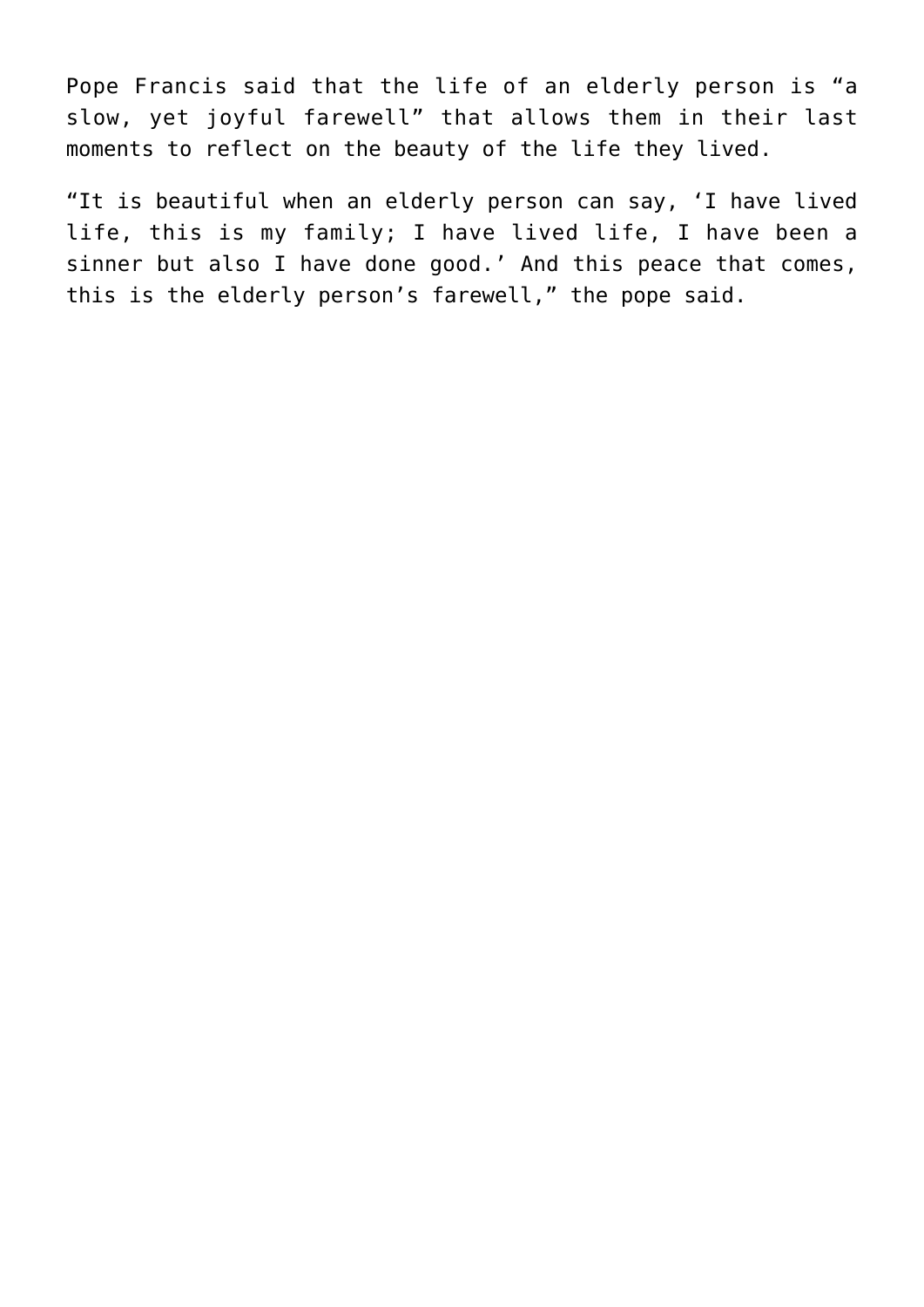Pope Francis said that the life of an elderly person is "a slow, yet joyful farewell" that allows them in their last moments to reflect on the beauty of the life they lived.

"It is beautiful when an elderly person can say, 'I have lived life, this is my family; I have lived life, I have been a sinner but also I have done good.' And this peace that comes, this is the elderly person's farewell," the pope said.